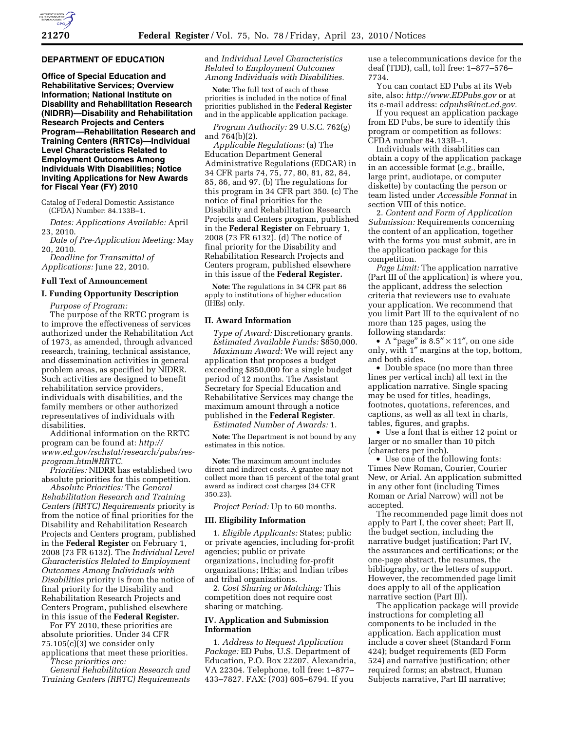## DEPARTMENT OF EDUCATION

**Office of Special Education and Rehabilitative Services; Overview Information; National Institute on Disability and Rehabilitation Research (NIDRR)—Disability and Rehabilitation Research Projects and Centers Program—Rehabilitation Research and Training Centers (RRTCs)—Individual Level Characteristics Related to Employment Outcomes Among Individuals With Disabilities; Notice Inviting Applications for New Awards for Fiscal Year (FY) 2010**

Catalog of Federal Domestic Assistance (CFDA) Number: 84.133B–1.

*Dates: Applications Available:* April 23, 2010.

*Date of Pre-Application Meeting:* May 20, 2010.

*Deadline for Transmittal of Applications:* June 22, 2010.

### Full Text of Announcement

### I. Funding Opportunity Description

*Purpose of Program:*

The purpose of the RRTC program is to improve the effectiveness of services authorized under the Rehabilitation Act of 1973, as amended, through advanced research, training, technical assistance, and dissemination activities in general problem areas, as specified by NIDRR. Such activities are designed to benefit rehabilitation service providers, individuals with disabilities, and the family members or other authorized representatives of individuals with disabilities.

Additional information on the RRTC program can be found at: *http://www.ed.gov/rschstat/research/pubs/res-program.html#RRTC.*

*Priorities:* NIDRR has established two absolute priorities for this competition.

*Absolute Priorities:* The *General Rehabilitation Research and Training Centers (RRTC) Requirements* priority is from the notice of final priorities for the Disability and Rehabilitation Research Projects and Centers program, published in the **Federal Register** on February 1, 2008 (73 FR 6132). The *Individual Level Characteristics Related to Employment Outcomes Among Individuals with Disabilities* priority is from the notice of final priority for the Disability and Rehabilitation Research Projects and Centers Program, published elsewhere in this issue of the **Federal Register.**

For FY 2010, these priorities are absolute priorities. Under 34 CFR 75.105(c)(3) we consider only applications that meet these priorities.

*These priorities are:*

*General Rehabilitation Research and Training Centers (RRTC) Requirements* and *Individual Level Characteristics Related to Employment Outcomes Among Individuals with Disabilities.*

**Note:** The full text of each of these priorities is included in the notice of final priorities published in the **Federal Register** and in the applicable application package.

*Program Authority:* 29 U.S.C. 762(g) and 764(b)(2).

*Applicable Regulations:* (a) The Education Department General Administrative Regulations (EDGAR) in 34 CFR parts 74, 75, 77, 80, 81, 82, 84, 85, 86, and 97. (b) The regulations for this program in 34 CFR part 350. (c) The notice of final priorities for the Disability and Rehabilitation Research Projects and Centers program, published in the **Federal Register** on February 1, 2008 (73 FR 6132). (d) The notice of final priority for the Disability and Rehabilitation Research Projects and Centers program, published elsewhere in this issue of the **Federal Register.**

**Note:** The regulations in 34 CFR part 86 apply to institutions of higher education (IHEs) only.

### II. Award Information

*Type of Award:* Discretionary grants.

*Estimated Available Funds:* $850,000.

*Maximum Award:* We will reject any application that proposes a budget exceeding $850,000 for a single budget period of 12 months. The Assistant Secretary for Special Education and Rehabilitative Services may change the maximum amount through a notice published in the **Federal Register**.

*Estimated Number of Awards:* 1.

**Note:** The Department is not bound by any estimates in this notice.

**Note:** The maximum amount includes direct and indirect costs. A grantee may not collect more than 15 percent of the total grant award as indirect cost charges (34 CFR 350.23).

*Project Period:* Up to 60 months.

### III. Eligibility Information

1. *Eligible Applicants:* States; public or private agencies, including for-profit agencies; public or private organizations, including for-profit organizations; IHEs; and Indian tribes and tribal organizations.

2. *Cost Sharing or Matching:* This competition does not require cost sharing or matching.

### IV. Application and Submission Information

1. *Address to Request Application Package:* ED Pubs, U.S. Department of Education, P.O. Box 22207, Alexandria, VA 22304. Telephone, toll free: 1–877–433–7827. FAX: (703) 605–6794. If you use a telecommunications device for the deaf (TDD), call, toll free: 1–877–576–7734.

You can contact ED Pubs at its Web site, also: *http://www.EDPubs.gov* or at its e-mail address: *edpubs@inet.ed.gov.*

If you request an application package from ED Pubs, be sure to identify this program or competition as follows: CFDA number 84.133B–1.

Individuals with disabilities can obtain a copy of the application package in an accessible format (*e.g.,* braille, large print, audiotape, or computer diskette) by contacting the person or team listed under *Accessible Format* in section VIII of this notice.

2. *Content and Form of Application Submission:* Requirements concerning the content of an application, together with the forms you must submit, are in the application package for this competition.

*Page Limit:* The application narrative (Part III of the application) is where you, the applicant, address the selection criteria that reviewers use to evaluate your application. We recommend that you limit Part III to the equivalent of no more than 125 pages, using the following standards:

- A "page" is 8.5″ × 11″, on one side only, with 1″ margins at the top, bottom, and both sides.
- Double space (no more than three lines per vertical inch) all text in the application narrative. Single spacing may be used for titles, headings, footnotes, quotations, references, and captions, as well as all text in charts, tables, figures, and graphs.
- Use a font that is either 12 point or larger or no smaller than 10 pitch (characters per inch).
- Use one of the following fonts: Times New Roman, Courier, Courier New, or Arial. An application submitted in any other font (including Times Roman or Arial Narrow) will not be accepted.

The recommended page limit does not apply to Part I, the cover sheet; Part II, the budget section, including the narrative budget justification; Part IV, the assurances and certifications; or the one-page abstract, the resumes, the bibliography, or the letters of support. However, the recommended page limit does apply to all of the application narrative section (Part III).

The application package will provide instructions for completing all components to be included in the application. Each application must include a cover sheet (Standard Form 424); budget requirements (ED Form 524) and narrative justification; other required forms; an abstract, Human Subjects narrative, Part III narrative;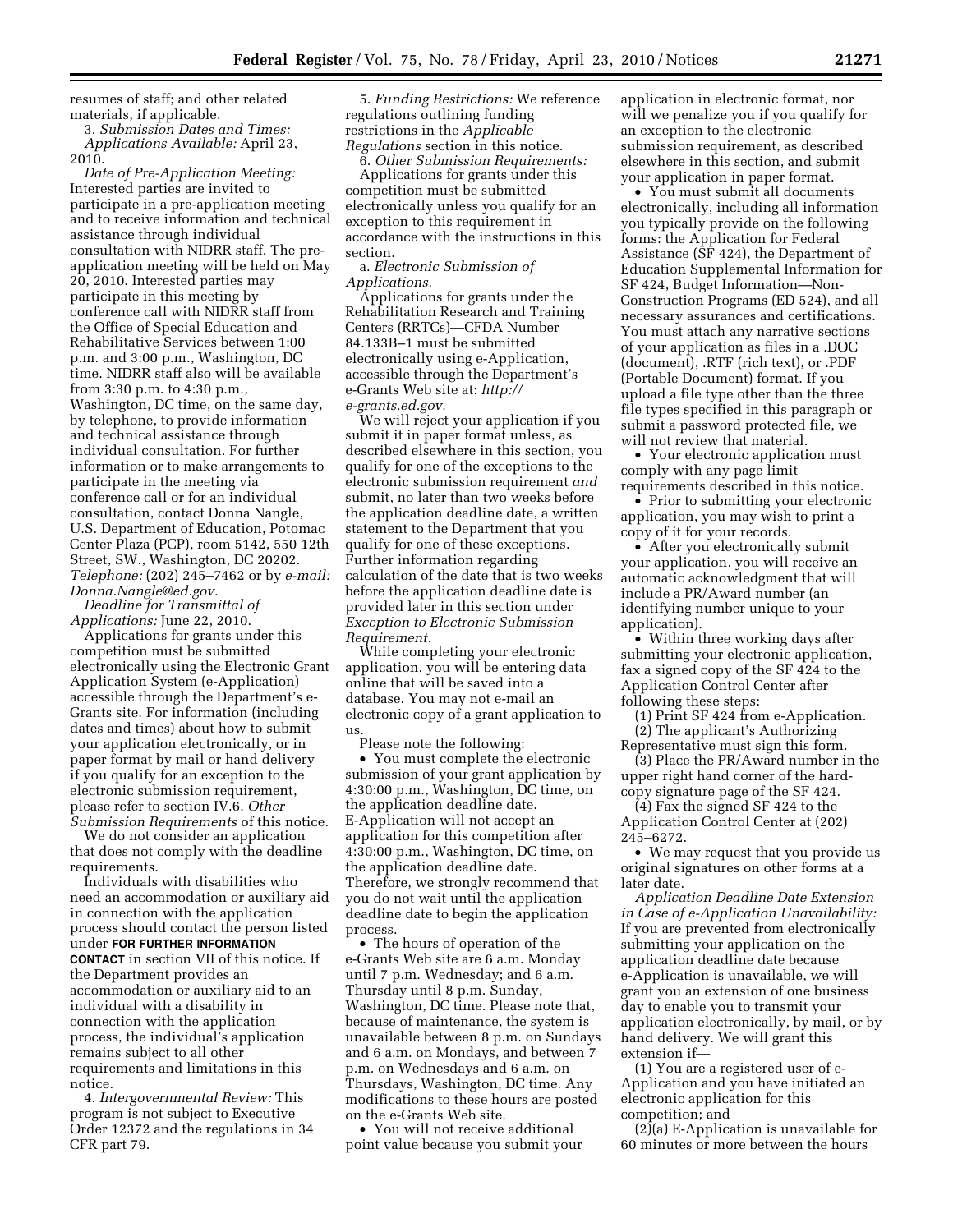resumes of staff; and other related materials, if applicable.

3. *Submission Dates and Times:* *Applications Available:* April 23, 2010.

*Date of Pre-Application Meeting:* Interested parties are invited to participate in a pre-application meeting and to receive information and technical assistance through individual consultation with NIDRR staff. The pre-application meeting will be held on May 20, 2010. Interested parties may participate in this meeting by conference call with NIDRR staff from the Office of Special Education and Rehabilitative Services between 1:00 p.m. and 3:00 p.m., Washington, DC time. NIDRR staff also will be available from 3:30 p.m. to 4:30 p.m., Washington, DC time, on the same day, by telephone, to provide information and technical assistance through individual consultation. For further information or to make arrangements to participate in the meeting via conference call or for an individual consultation, contact Donna Nangle, U.S. Department of Education, Potomac Center Plaza (PCP), room 5142, 550 12th Street, SW., Washington, DC 20202. *Telephone:* (202) 245–7462 or by *e-mail: Donna.Nangle@ed.gov.*

*Deadline for Transmittal of Applications:* June 22, 2010.

Applications for grants under this competition must be submitted electronically using the Electronic Grant Application System (e-Application) accessible through the Department's e-Grants site. For information (including dates and times) about how to submit your application electronically, or in paper format by mail or hand delivery if you qualify for an exception to the electronic submission requirement, please refer to section IV.6. *Other Submission Requirements* of this notice.

We do not consider an application that does not comply with the deadline requirements.

Individuals with disabilities who need an accommodation or auxiliary aid in connection with the application process should contact the person listed under **FOR FURTHER INFORMATION CONTACT** in section VII of this notice. If the Department provides an accommodation or auxiliary aid to an individual with a disability in connection with the application process, the individual's application remains subject to all other requirements and limitations in this notice.

4. *Intergovernmental Review:* This program is not subject to Executive Order 12372 and the regulations in 34 CFR part 79.

5. *Funding Restrictions:* We reference regulations outlining funding restrictions in the *Applicable Regulations* section in this notice.

6. *Other Submission Requirements:* Applications for grants under this competition must be submitted electronically unless you qualify for an exception to this requirement in accordance with the instructions in this section.

a. *Electronic Submission of Applications.*

Applications for grants under the Rehabilitation Research and Training Centers (RRTCs)—CFDA Number 84.133B–1 must be submitted electronically using e-Application, accessible through the Department's e-Grants Web site at: *http://e-grants.ed.gov.*

We will reject your application if you submit it in paper format unless, as described elsewhere in this section, you qualify for one of the exceptions to the electronic submission requirement *and* submit, no later than two weeks before the application deadline date, a written statement to the Department that you qualify for one of these exceptions. Further information regarding calculation of the date that is two weeks before the application deadline date is provided later in this section under *Exception to Electronic Submission Requirement.*

While completing your electronic application, you will be entering data online that will be saved into a database. You may not e-mail an electronic copy of a grant application to us.

Please note the following:

- You must complete the electronic submission of your grant application by 4:30:00 p.m., Washington, DC time, on the application deadline date. E-Application will not accept an application for this competition after 4:30:00 p.m., Washington, DC time, on the application deadline date. Therefore, we strongly recommend that you do not wait until the application deadline date to begin the application process.
- The hours of operation of the e-Grants Web site are 6 a.m. Monday until 7 p.m. Wednesday; and 6 a.m. Thursday until 8 p.m. Sunday, Washington, DC time. Please note that, because of maintenance, the system is unavailable between 8 p.m. on Sundays and 6 a.m. on Mondays, and between 7 p.m. on Wednesdays and 6 a.m. on Thursdays, Washington, DC time. Any modifications to these hours are posted on the e-Grants Web site.
- You will not receive additional point value because you submit your application in electronic format, nor will we penalize you if you qualify for an exception to the electronic submission requirement, as described elsewhere in this section, and submit your application in paper format.
- You must submit all documents electronically, including all information you typically provide on the following forms: the Application for Federal Assistance (SF 424), the Department of Education Supplemental Information for SF 424, Budget Information—Non-Construction Programs (ED 524), and all necessary assurances and certifications. You must attach any narrative sections of your application as files in a .DOC (document), .RTF (rich text), or .PDF (Portable Document) format. If you upload a file type other than the three file types specified in this paragraph or submit a password protected file, we will not review that material.
- Your electronic application must comply with any page limit requirements described in this notice.
- Prior to submitting your electronic application, you may wish to print a copy of it for your records.
- After you electronically submit your application, you will receive an automatic acknowledgment that will include a PR/Award number (an identifying number unique to your application).
- Within three working days after submitting your electronic application, fax a signed copy of the SF 424 to the Application Control Center after following these steps:

(1) Print SF 424 from e-Application.

(2) The applicant's Authorizing Representative must sign this form.

(3) Place the PR/Award number in the upper right hand corner of the hard-copy signature page of the SF 424.

(4) Fax the signed SF 424 to the Application Control Center at (202) 245–6272.

- We may request that you provide us original signatures on other forms at a later date.

*Application Deadline Date Extension in Case of e-Application Unavailability:* If you are prevented from electronically submitting your application on the application deadline date because e-Application is unavailable, we will grant you an extension of one business day to enable you to transmit your application electronically, by mail, or by hand delivery. We will grant this extension if—

(1) You are a registered user of e-Application and you have initiated an electronic application for this competition; and

(2)(a) E-Application is unavailable for 60 minutes or more between the hours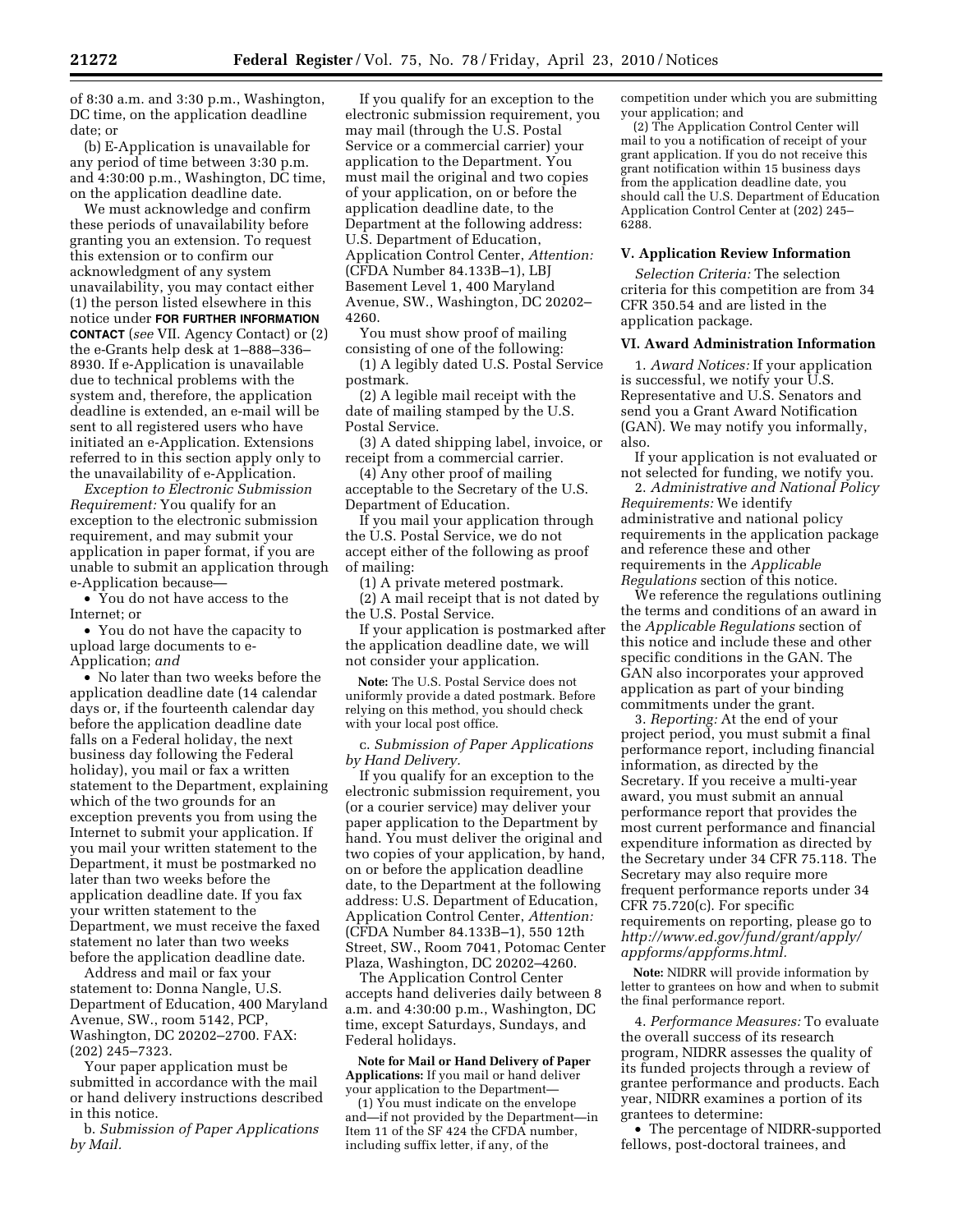of 8:30 a.m. and 3:30 p.m., Washington, DC time, on the application deadline date; or

(b) E-Application is unavailable for any period of time between 3:30 p.m. and 4:30:00 p.m., Washington, DC time, on the application deadline date.

We must acknowledge and confirm these periods of unavailability before granting you an extension. To request this extension or to confirm our acknowledgment of any system unavailability, you may contact either (1) the person listed elsewhere in this notice under **FOR FURTHER INFORMATION CONTACT** (*see* VII. Agency Contact) or (2) the e-Grants help desk at 1–888–336–8930. If e-Application is unavailable due to technical problems with the system and, therefore, the application deadline is extended, an e-mail will be sent to all registered users who have initiated an e-Application. Extensions referred to in this section apply only to the unavailability of e-Application.

*Exception to Electronic Submission Requirement:* You qualify for an exception to the electronic submission requirement, and may submit your application in paper format, if you are unable to submit an application through e-Application because—

- You do not have access to the Internet; or
- You do not have the capacity to upload large documents to e-Application; *and*
- No later than two weeks before the application deadline date (14 calendar days or, if the fourteenth calendar day before the application deadline date falls on a Federal holiday, the next business day following the Federal holiday), you mail or fax a written statement to the Department, explaining which of the two grounds for an exception prevents you from using the Internet to submit your application. If you mail your written statement to the Department, it must be postmarked no later than two weeks before the application deadline date. If you fax your written statement to the Department, we must receive the faxed statement no later than two weeks before the application deadline date.

Address and mail or fax your statement to: Donna Nangle, U.S. Department of Education, 400 Maryland Avenue, SW., room 5142, PCP, Washington, DC 20202–2700. FAX: (202) 245–7323.

Your paper application must be submitted in accordance with the mail or hand delivery instructions described in this notice.

b. *Submission of Paper Applications by Mail.*

If you qualify for an exception to the electronic submission requirement, you may mail (through the U.S. Postal Service or a commercial carrier) your application to the Department. You must mail the original and two copies of your application, on or before the application deadline date, to the Department at the following address: U.S. Department of Education, Application Control Center, *Attention:* (CFDA Number 84.133B–1), LBJ Basement Level 1, 400 Maryland Avenue, SW., Washington, DC 20202–4260.

You must show proof of mailing consisting of one of the following:

(1) A legibly dated U.S. Postal Service postmark.

(2) A legible mail receipt with the date of mailing stamped by the U.S. Postal Service.

(3) A dated shipping label, invoice, or receipt from a commercial carrier.

(4) Any other proof of mailing acceptable to the Secretary of the U.S. Department of Education.

If you mail your application through the U.S. Postal Service, we do not accept either of the following as proof of mailing:

(1) A private metered postmark.

(2) A mail receipt that is not dated by the U.S. Postal Service.

If your application is postmarked after the application deadline date, we will not consider your application.

**Note:** The U.S. Postal Service does not uniformly provide a dated postmark. Before relying on this method, you should check with your local post office.

c. *Submission of Paper Applications by Hand Delivery.*

If you qualify for an exception to the electronic submission requirement, you (or a courier service) may deliver your paper application to the Department by hand. You must deliver the original and two copies of your application, by hand, on or before the application deadline date, to the Department at the following address: U.S. Department of Education, Application Control Center, *Attention:* (CFDA Number 84.133B–1), 550 12th Street, SW., Room 7041, Potomac Center Plaza, Washington, DC 20202–4260.

The Application Control Center accepts hand deliveries daily between 8 a.m. and 4:30:00 p.m., Washington, DC time, except Saturdays, Sundays, and Federal holidays.

**Note for Mail or Hand Delivery of Paper Applications:** If you mail or hand deliver your application to the Department—

(1) You must indicate on the envelope and—if not provided by the Department—in Item 11 of the SF 424 the CFDA number, including suffix letter, if any, of the competition under which you are submitting your application; and

(2) The Application Control Center will mail to you a notification of receipt of your grant application. If you do not receive this grant notification within 15 business days from the application deadline date, you should call the U.S. Department of Education Application Control Center at (202) 245–6288.

## V. Application Review Information

*Selection Criteria:* The selection criteria for this competition are from 34 CFR 350.54 and are listed in the application package.

## VI. Award Administration Information

1. *Award Notices:* If your application is successful, we notify your U.S. Representative and U.S. Senators and send you a Grant Award Notification (GAN). We may notify you informally, also.

If your application is not evaluated or not selected for funding, we notify you.

2. *Administrative and National Policy Requirements:* We identify administrative and national policy requirements in the application package and reference these and other requirements in the *Applicable Regulations* section of this notice.

We reference the regulations outlining the terms and conditions of an award in the *Applicable Regulations* section of this notice and include these and other specific conditions in the GAN. The GAN also incorporates your approved application as part of your binding commitments under the grant.

3. *Reporting:* At the end of your project period, you must submit a final performance report, including financial information, as directed by the Secretary. If you receive a multi-year award, you must submit an annual performance report that provides the most current performance and financial expenditure information as directed by the Secretary under 34 CFR 75.118. The Secretary may also require more frequent performance reports under 34 CFR 75.720(c). For specific requirements on reporting, please go to *http://www.ed.gov/fund/grant/apply/appforms/appforms.html.*

**Note:** NIDRR will provide information by letter to grantees on how and when to submit the final performance report.

4. *Performance Measures:* To evaluate the overall success of its research program, NIDRR assesses the quality of its funded projects through a review of grantee performance and products. Each year, NIDRR examines a portion of its grantees to determine:

- The percentage of NIDRR-supported fellows, post-doctoral trainees, and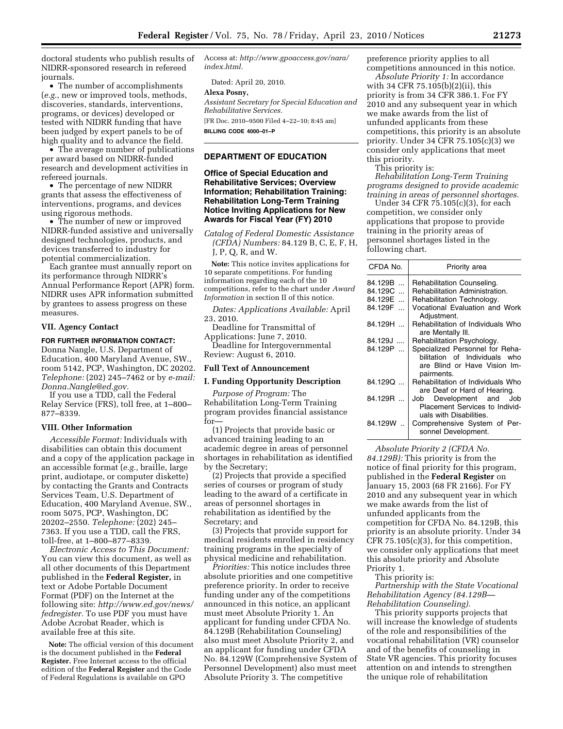doctoral students who publish results of NIDRR-sponsored research in refereed journals.

- The number of accomplishments (*e.g.,* new or improved tools, methods, discoveries, standards, interventions, programs, or devices) developed or tested with NIDRR funding that have been judged by expert panels to be of high quality and to advance the field.
- The average number of publications per award based on NIDRR-funded research and development activities in refereed journals.
- The percentage of new NIDRR grants that assess the effectiveness of interventions, programs, and devices using rigorous methods.
- The number of new or improved NIDRR-funded assistive and universally designed technologies, products, and devices transferred to industry for potential commercialization.

Each grantee must annually report on its performance through NIDRR's Annual Performance Report (APR) form. NIDRR uses APR information submitted by grantees to assess progress on these measures.

### VII. Agency Contact

**FOR FURTHER INFORMATION CONTACT:** Donna Nangle, U.S. Department of Education, 400 Maryland Avenue, SW., room 5142, PCP, Washington, DC 20202. *Telephone:* (202) 245–7462 or by *e-mail: Donna.Nangle@ed.gov.*

If you use a TDD, call the Federal Relay Service (FRS), toll free, at 1–800–877–8339.

### VIII. Other Information

*Accessible Format:* Individuals with disabilities can obtain this document and a copy of the application package in an accessible format (*e.g.,* braille, large print, audiotape, or computer diskette) by contacting the Grants and Contracts Services Team, U.S. Department of Education, 400 Maryland Avenue, SW., room 5075, PCP, Washington, DC 20202–2550. *Telephone:* (202) 245–7363. If you use a TDD, call the FRS, toll-free, at 1–800–877–8339.

*Electronic Access to This Document:* You can view this document, as well as all other documents of this Department published in the **Federal Register,** in text or Adobe Portable Document Format (PDF) on the Internet at the following site: *http://www.ed.gov/news/fedregister.* To use PDF you must have Adobe Acrobat Reader, which is available free at this site.

**Note:** The official version of this document is the document published in the **Federal Register.** Free Internet access to the official edition of the **Federal Register** and the Code of Federal Regulations is available on GPO Access at: *http://www.gpoaccess.gov/nara/index.html.*

Dated: April 20, 2010.

**Alexa Posny,**

*Assistant Secretary for Special Education and Rehabilitative Services.*

[FR Doc. 2010–9500 Filed 4–22–10; 8:45 am]

**BILLING CODE 4000–01–P**

## DEPARTMENT OF EDUCATION

### Office of Special Education and Rehabilitative Services; Overview Information; Rehabilitation Training: Rehabilitation Long-Term Training Notice Inviting Applications for New Awards for Fiscal Year (FY) 2010

*Catalog of Federal Domestic Assistance (CFDA) Numbers:* 84.129 B, C, E, F, H, J, P, Q, R, and W.

**Note:** This notice invites applications for 10 separate competitions. For funding information regarding each of the 10 competitions, refer to the chart under *Award Information* in section II of this notice.

*Dates: Applications Available:* April 23, 2010.

Deadline for Transmittal of Applications: June 7, 2010.

Deadline for Intergovernmental Review: August 6, 2010.

### Full Text of Announcement

### I. Funding Opportunity Description

*Purpose of Program:* The Rehabilitation Long-Term Training program provides financial assistance for—

(1) Projects that provide basic or advanced training leading to an academic degree in areas of personnel shortages in rehabilitation as identified by the Secretary;

(2) Projects that provide a specified series of courses or program of study leading to the award of a certificate in areas of personnel shortages in rehabilitation as identified by the Secretary; and

(3) Projects that provide support for medical residents enrolled in residency training programs in the specialty of physical medicine and rehabilitation.

*Priorities:* This notice includes three absolute priorities and one competitive preference priority. In order to receive funding under any of the competitions announced in this notice, an applicant must meet Absolute Priority 1. An applicant for funding under CFDA No. 84.129B (Rehabilitation Counseling) also must meet Absolute Priority 2, and an applicant for funding under CFDA No. 84.129W (Comprehensive System of Personnel Development) also must meet Absolute Priority 3. The competitive preference priority applies to all competitions announced in this notice.

*Absolute Priority 1:* In accordance with 34 CFR 75.105(b)(2)(ii), this priority is from 34 CFR 386.1. For FY 2010 and any subsequent year in which we make awards from the list of unfunded applicants from these competitions, this priority is an absolute priority. Under 34 CFR 75.105(c)(3) we consider only applications that meet this priority.

This priority is:

*Rehabilitation Long-Term Training programs designed to provide academic training in areas of personnel shortages.*

Under 34 CFR 75.105(c)(3), for each competition, we consider only applications that propose to provide training in the priority areas of personnel shortages listed in the following chart.

| CFDA No. | Priority area |
|---|---|
| 84.129B | Rehabilitation Counseling. |
| 84.129C | Rehabilitation Administration. |
| 84.129E | Rehabilitation Technology. |
| 84.129F | Vocational Evaluation and Work Adjustment. |
| 84.129H | Rehabilitation of Individuals Who are Mentally Ill. |
| 84.129J | Rehabilitation Psychology. |
| 84.129P | Specialized Personnel for Rehabilitation of Individuals who are Blind or Have Vision Impairments. |
| 84.129Q | Rehabilitation of Individuals Who are Deaf or Hard of Hearing. |
| 84.129R | Job Development and Job Placement Services to Individuals with Disabilities. |
| 84.129W | Comprehensive System of Personnel Development. |

*Absolute Priority 2 (CFDA No. 84.129B):* This priority is from the notice of final priority for this program, published in the **Federal Register** on January 15, 2003 (68 FR 2166). For FY 2010 and any subsequent year in which we make awards from the list of unfunded applicants from the competition for CFDA No. 84.129B, this priority is an absolute priority. Under 34 CFR 75.105(c)(3), for this competition, we consider only applications that meet this absolute priority and Absolute Priority 1.

This priority is:

*Partnership with the State Vocational Rehabilitation Agency (84.129B—Rehabilitation Counseling).*

This priority supports projects that will increase the knowledge of students of the role and responsibilities of the vocational rehabilitation (VR) counselor and of the benefits of counseling in State VR agencies. This priority focuses attention on and intends to strengthen the unique role of rehabilitation